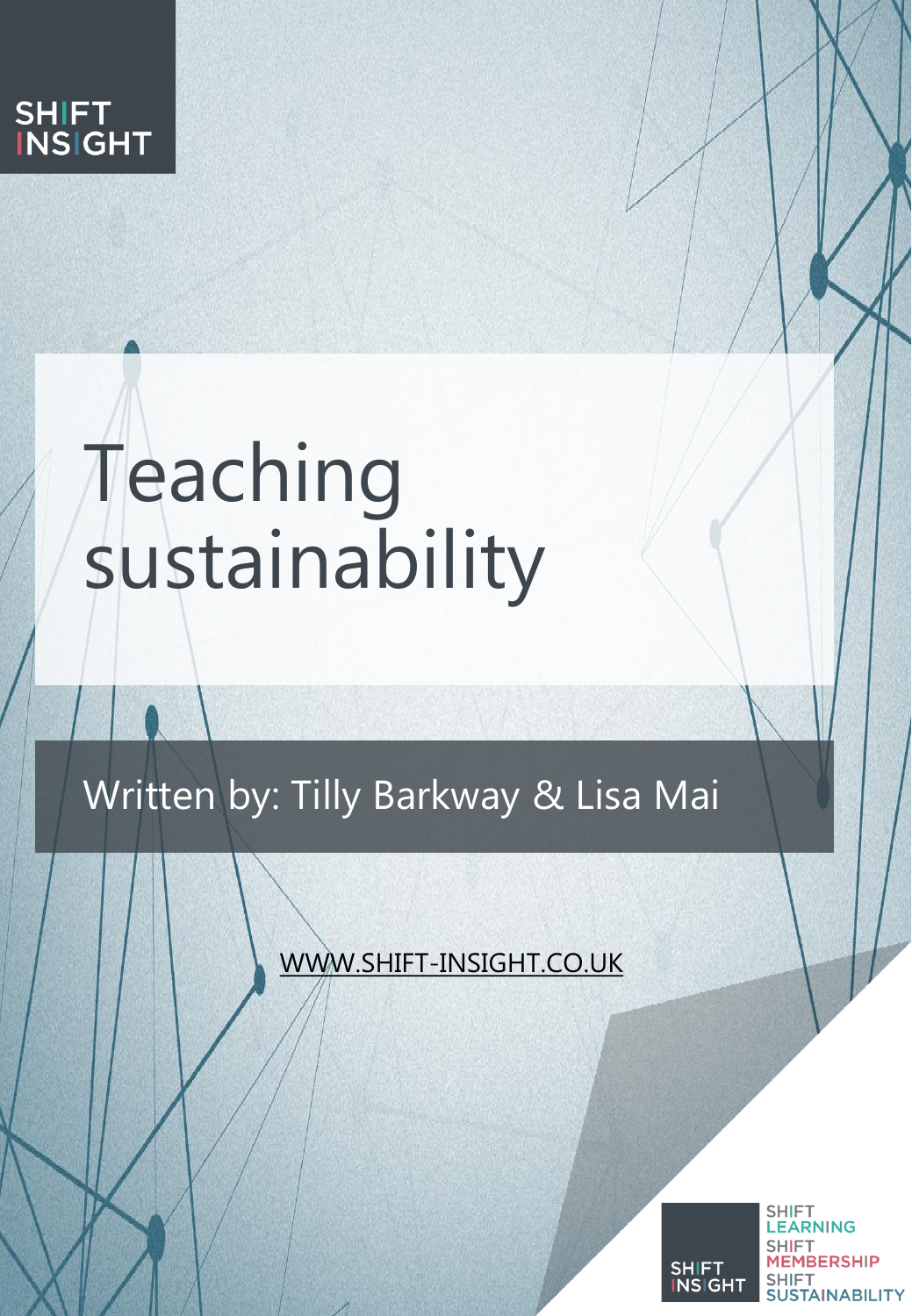SHIFT INSIGHT

# Teaching sustainability

Written by: Tilly Barkway & Lisa Mai

WWW.SHIFT-INSIGHT.CO.UK

SHIFT INSIGHT

SHIFT LEARNING
SHIFT MEMBERSHIP
SHIFT SUSTAINABILITY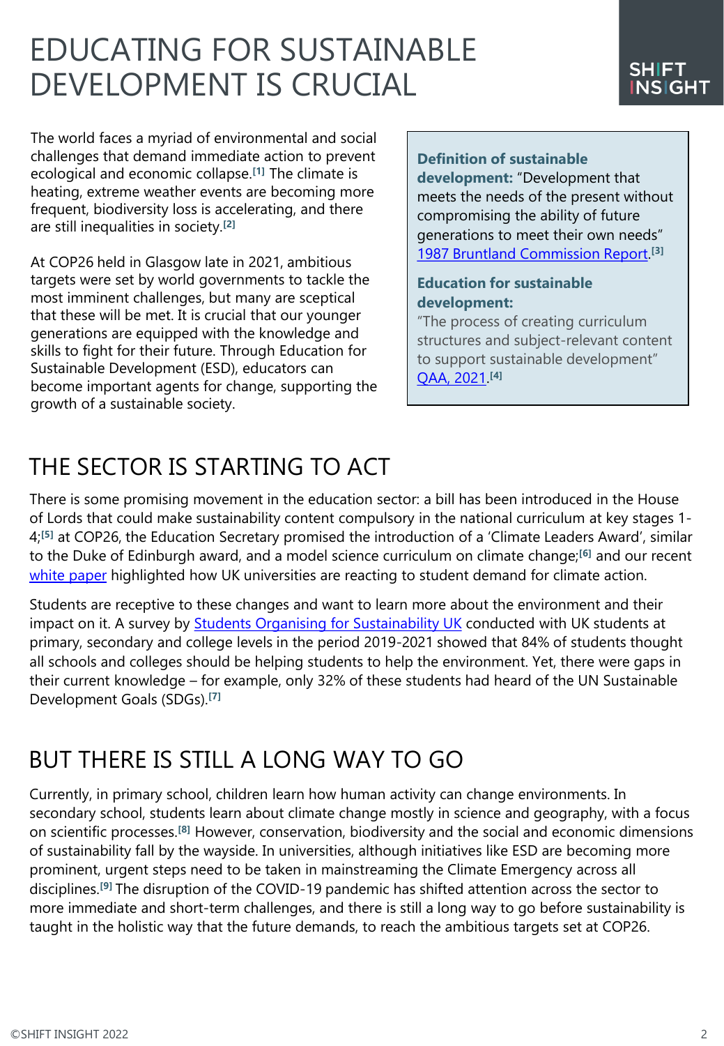# EDUCATING FOR SUSTAINABLE DEVELOPMENT IS CRUCIAL

The world faces a myriad of environmental and social challenges that demand immediate action to prevent ecological and economic collapse.[1] The climate is heating, extreme weather events are becoming more frequent, biodiversity loss is accelerating, and there are still inequalities in society.[2]

At COP26 held in Glasgow late in 2021, ambitious targets were set by world governments to tackle the most imminent challenges, but many are sceptical that these will be met. It is crucial that our younger generations are equipped with the knowledge and skills to fight for their future. Through Education for Sustainable Development (ESD), educators can become important agents for change, supporting the growth of a sustainable society.

> **Definition of sustainable development:** "Development that meets the needs of the present without compromising the ability of future generations to meet their own needs" 1987 Bruntland Commission Report.[3]
>
> **Education for sustainable development:**
> "The process of creating curriculum structures and subject-relevant content to support sustainable development" QAA, 2021.[4]

## THE SECTOR IS STARTING TO ACT

There is some promising movement in the education sector: a bill has been introduced in the House of Lords that could make sustainability content compulsory in the national curriculum at key stages 1-4;[5] at COP26, the Education Secretary promised the introduction of a 'Climate Leaders Award', similar to the Duke of Edinburgh award, and a model science curriculum on climate change;[6] and our recent white paper highlighted how UK universities are reacting to student demand for climate action.

Students are receptive to these changes and want to learn more about the environment and their impact on it. A survey by Students Organising for Sustainability UK conducted with UK students at primary, secondary and college levels in the period 2019-2021 showed that 84% of students thought all schools and colleges should be helping students to help the environment. Yet, there were gaps in their current knowledge – for example, only 32% of these students had heard of the UN Sustainable Development Goals (SDGs).[7]

## BUT THERE IS STILL A LONG WAY TO GO

Currently, in primary school, children learn how human activity can change environments. In secondary school, students learn about climate change mostly in science and geography, with a focus on scientific processes.[8] However, conservation, biodiversity and the social and economic dimensions of sustainability fall by the wayside. In universities, although initiatives like ESD are becoming more prominent, urgent steps need to be taken in mainstreaming the Climate Emergency across all disciplines.[9] The disruption of the COVID-19 pandemic has shifted attention across the sector to more immediate and short-term challenges, and there is still a long way to go before sustainability is taught in the holistic way that the future demands, to reach the ambitious targets set at COP26.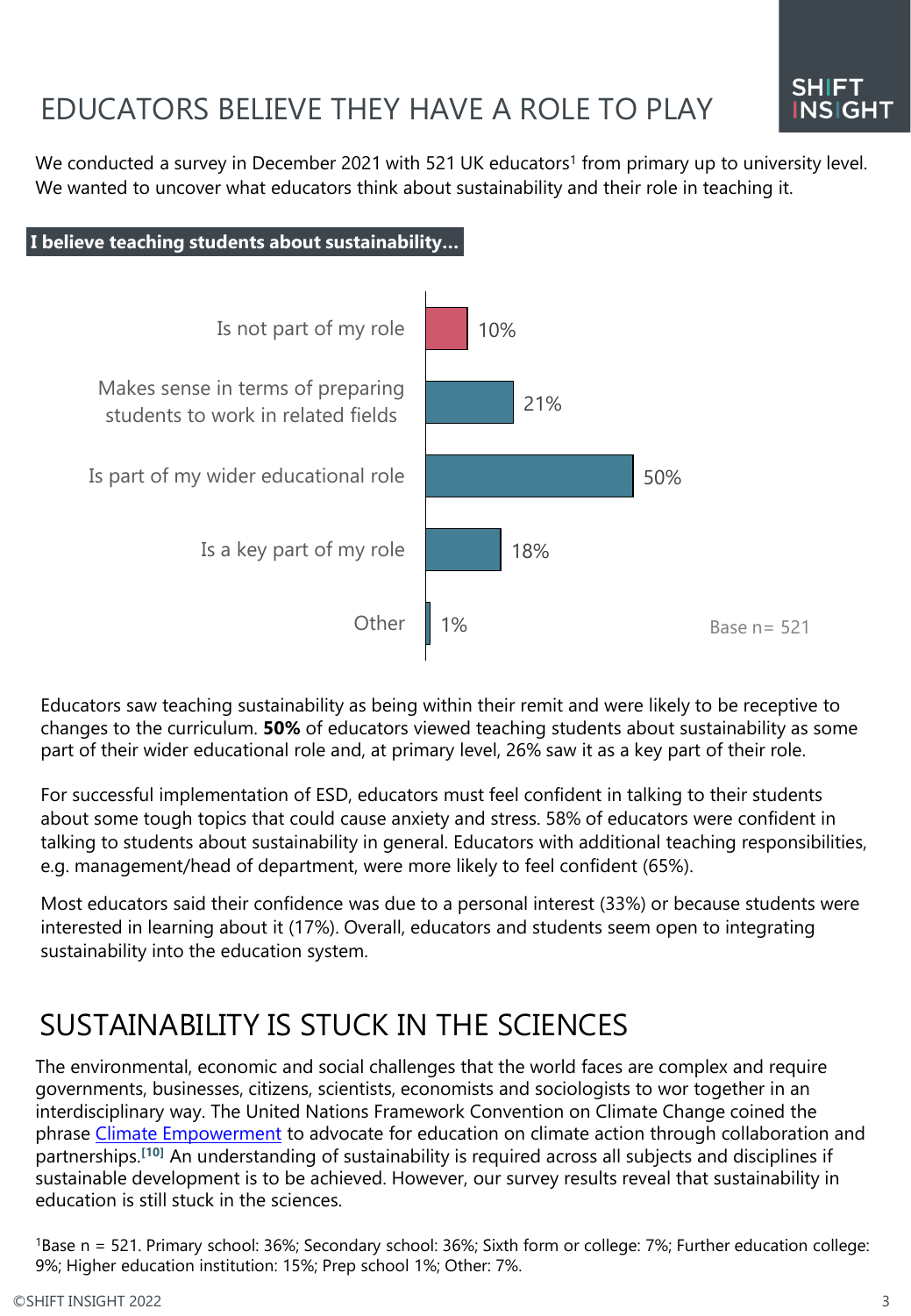# EDUCATORS BELIEVE THEY HAVE A ROLE TO PLAY

SHIFT INSIGHT

We conducted a survey in December 2021 with 521 UK educators[1] from primary up to university level. We wanted to uncover what educators think about sustainability and their role in teaching it.

**I believe teaching students about sustainability...**

| Response | % |
|---|---|
| Is not part of my role | 10% |
| Makes sense in terms of preparing students to work in related fields | 21% |
| Is part of my wider educational role | 50% |
| Is a key part of my role | 18% |
| Other | 1% |

Base n= 521

Educators saw teaching sustainability as being within their remit and were likely to be receptive to changes to the curriculum. **50%** of educators viewed teaching students about sustainability as some part of their wider educational role and, at primary level, 26% saw it as a key part of their role.

For successful implementation of ESD, educators must feel confident in talking to their students about some tough topics that could cause anxiety and stress. 58% of educators were confident in talking to students about sustainability in general. Educators with additional teaching responsibilities, e.g. management/head of department, were more likely to feel confident (65%).

Most educators said their confidence was due to a personal interest (33%) or because students were interested in learning about it (17%). Overall, educators and students seem open to integrating sustainability into the education system.

# SUSTAINABILITY IS STUCK IN THE SCIENCES

The environmental, economic and social challenges that the world faces are complex and require governments, businesses, citizens, scientists, economists and sociologists to wor together in an interdisciplinary way. The United Nations Framework Convention on Climate Change coined the phrase Climate Empowerment to advocate for education on climate action through collaboration and partnerships.[10] An understanding of sustainability is required across all subjects and disciplines if sustainable development is to be achieved. However, our survey results reveal that sustainability in education is still stuck in the sciences.

[1]Base n = 521. Primary school: 36%; Secondary school: 36%; Sixth form or college: 7%; Further education college: 9%; Higher education institution: 15%; Prep school 1%; Other: 7%.

©SHIFT INSIGHT 2022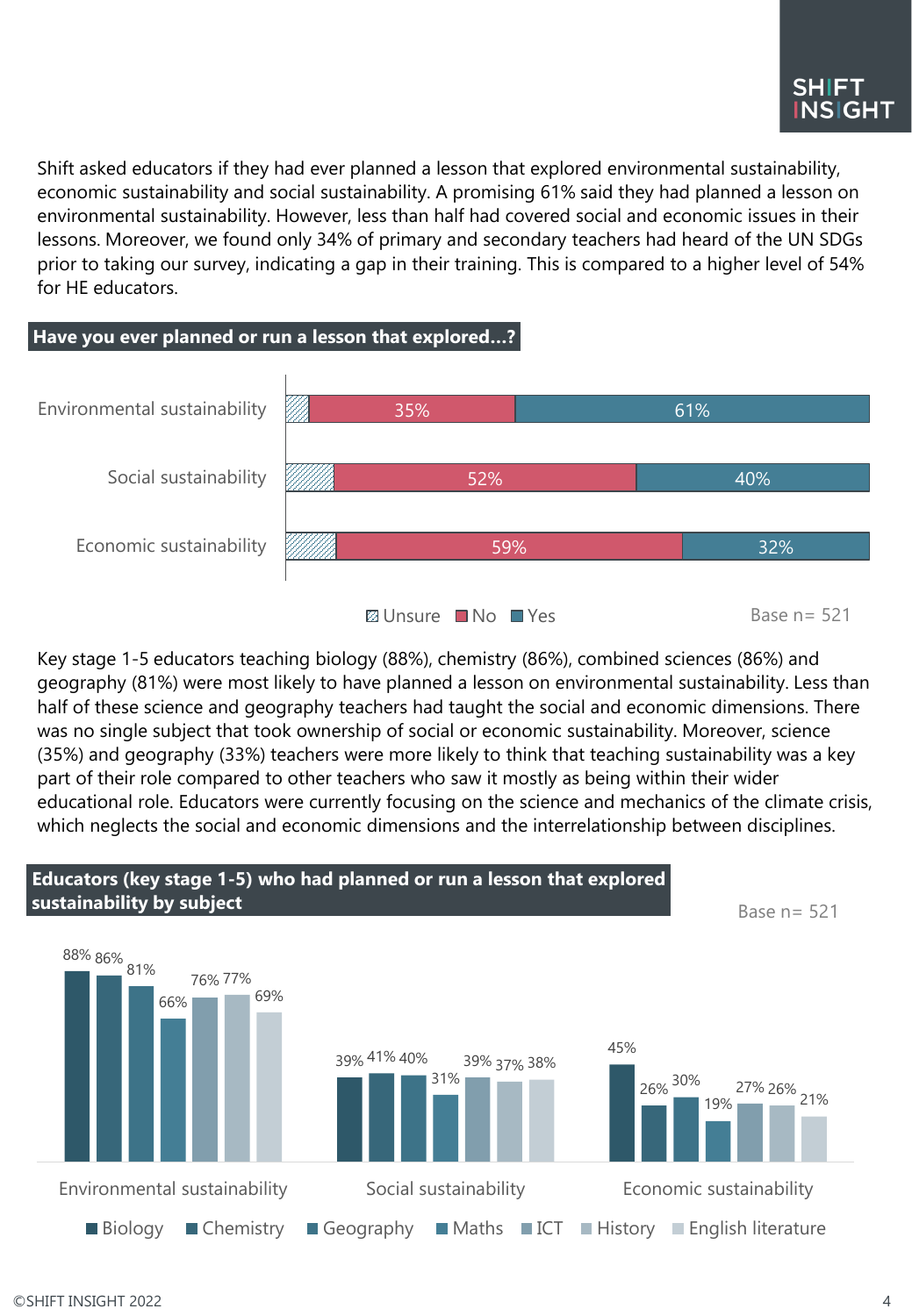Shift asked educators if they had ever planned a lesson that explored environmental sustainability, economic sustainability and social sustainability. A promising 61% said they had planned a lesson on environmental sustainability. However, less than half had covered social and economic issues in their lessons. Moreover, we found only 34% of primary and secondary teachers had heard of the UN SDGs prior to taking our survey, indicating a gap in their training. This is compared to a higher level of 54% for HE educators.

**Have you ever planned or run a lesson that explored...?**

| | Unsure | No | Yes |
|---|---|---|---|
| Environmental sustainability | | 35% | 61% |
| Social sustainability | | 52% | 40% |
| Economic sustainability | | 59% | 32% |

Base n= 521

Key stage 1-5 educators teaching biology (88%), chemistry (86%), combined sciences (86%) and geography (81%) were most likely to have planned a lesson on environmental sustainability. Less than half of these science and geography teachers had taught the social and economic dimensions. There was no single subject that took ownership of social or economic sustainability. Moreover, science (35%) and geography (33%) teachers were more likely to think that teaching sustainability was a key part of their role compared to other teachers who saw it mostly as being within their wider educational role. Educators were currently focusing on the science and mechanics of the climate crisis, which neglects the social and economic dimensions and the interrelationship between disciplines.

**Educators (key stage 1-5) who had planned or run a lesson that explored sustainability by subject**

Base n= 521

| | Biology | Chemistry | Geography | Maths | ICT | History | English literature |
|---|---|---|---|---|---|---|---|
| Environmental sustainability | 88% | 86% | 81% | 66% | 76% | 77% | 69% |
| Social sustainability | 39% | 41% | 40% | 31% | 39% | 37% | 38% |
| Economic sustainability | 45% | 26% | 30% | 19% | 27% | 26% | 21% |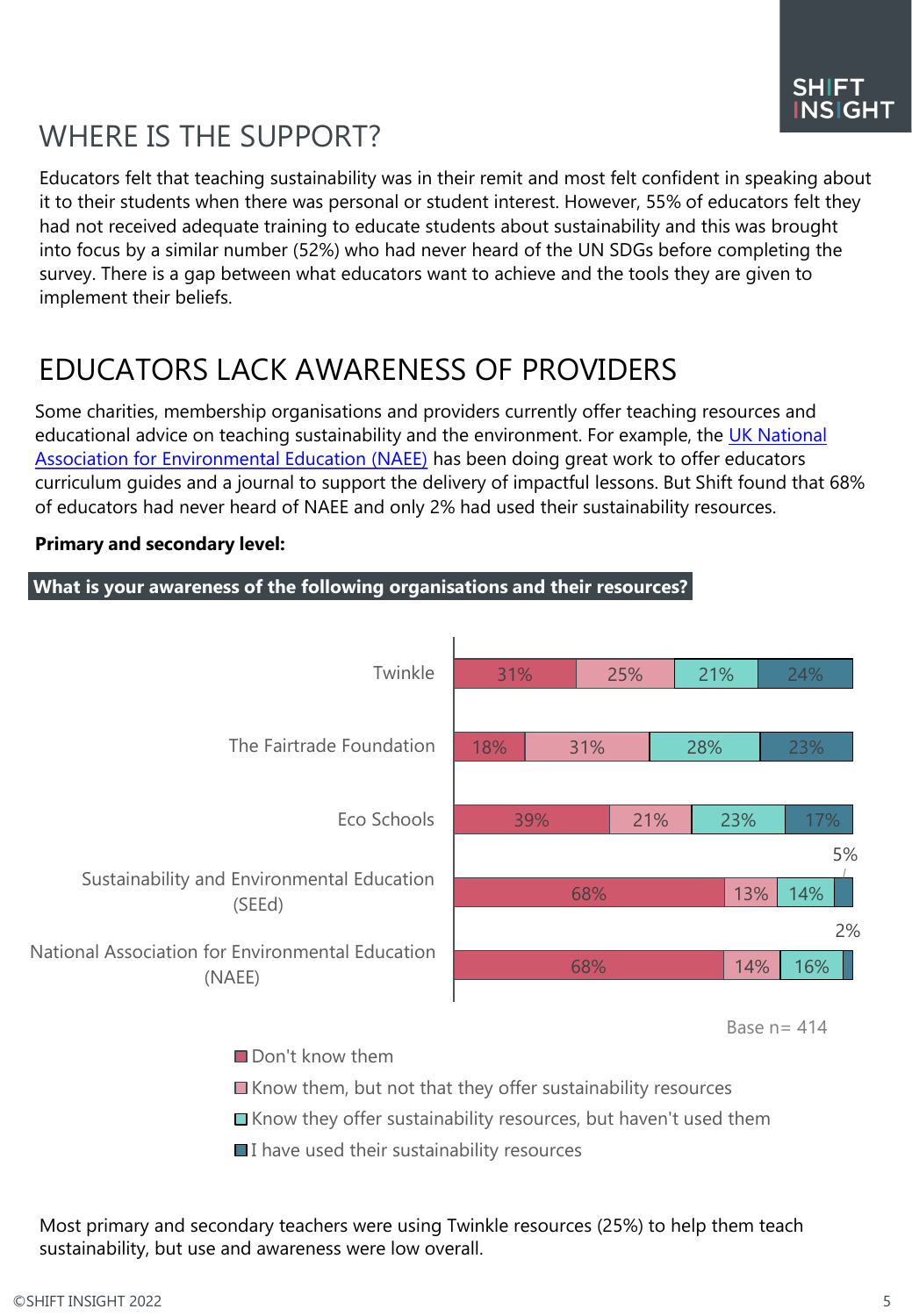# WHERE IS THE SUPPORT?

Educators felt that teaching sustainability was in their remit and most felt confident in speaking about it to their students when there was personal or student interest. However, 55% of educators felt they had not received adequate training to educate students about sustainability and this was brought into focus by a similar number (52%) who had never heard of the UN SDGs before completing the survey. There is a gap between what educators want to achieve and the tools they are given to implement their beliefs.

# EDUCATORS LACK AWARENESS OF PROVIDERS

Some charities, membership organisations and providers currently offer teaching resources and educational advice on teaching sustainability and the environment. For example, the [UK National Association for Environmental Education (NAEE)] has been doing great work to offer educators curriculum guides and a journal to support the delivery of impactful lessons. But Shift found that 68% of educators had never heard of NAEE and only 2% had used their sustainability resources.

**Primary and secondary level:**

**What is your awareness of the following organisations and their resources?**

| Organisation | Don't know them | Know them, but not that they offer sustainability resources | Know they offer sustainability resources, but haven't used them | I have used their sustainability resources |
|---|---|---|---|---|
| Twinkle | 31% | 25% | 21% | 24% |
| The Fairtrade Foundation | 18% | 31% | 28% | 23% |
| Eco Schools | 39% | 21% | 23% | 17% |
| Sustainability and Environmental Education (SEEd) | 68% | 13% | 14% | 5% |
| National Association for Environmental Education (NAEE) | 68% | 14% | 16% | 2% |

Base n= 414

Most primary and secondary teachers were using Twinkle resources (25%) to help them teach sustainability, but use and awareness were low overall.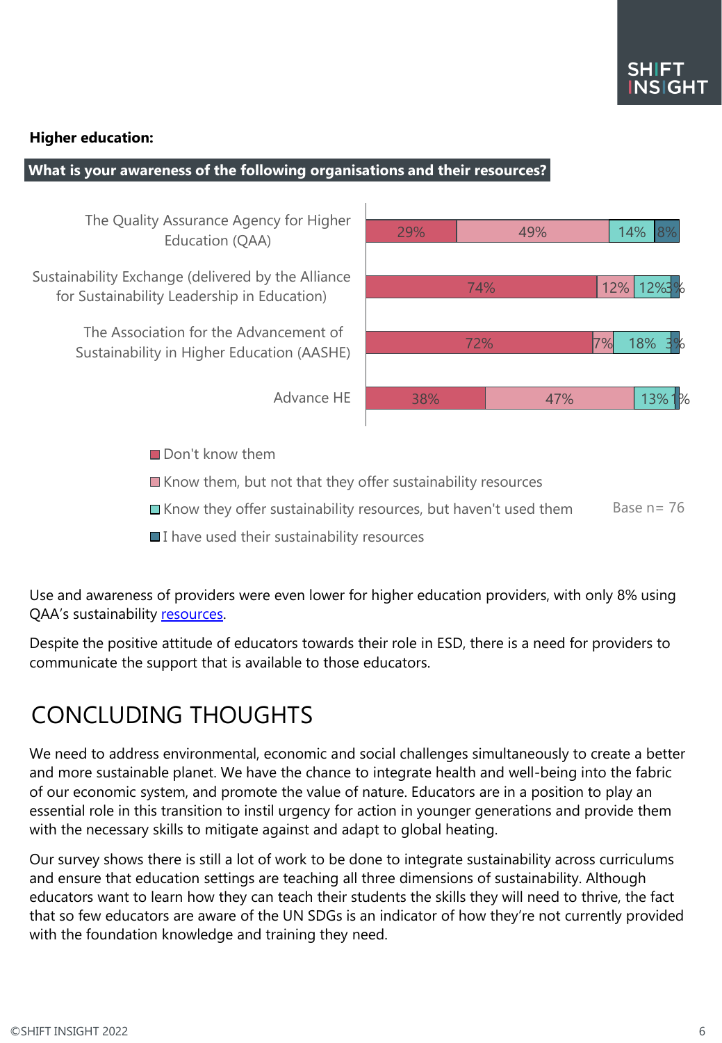**Higher education:**

**What is your awareness of the following organisations and their resources?**

| | Don't know them | Know them, but not that they offer sustainability resources | Know they offer sustainability resources, but haven't used them | I have used their sustainability resources |
|---|---|---|---|---|
| The Quality Assurance Agency for Higher Education (QAA) | 29% | 49% | 14% | 8% |
| Sustainability Exchange (delivered by the Alliance for Sustainability Leadership in Education) | 74% | 12% | 12% | 3% |
| The Association for the Advancement of Sustainability in Higher Education (AASHE) | 72% | 7% | 18% | 3% |
| Advance HE | 38% | 47% | 13% | 1% |

Base n= 76

Use and awareness of providers were even lower for higher education providers, with only 8% using QAA's sustainability resources.

Despite the positive attitude of educators towards their role in ESD, there is a need for providers to communicate the support that is available to those educators.

# CONCLUDING THOUGHTS

We need to address environmental, economic and social challenges simultaneously to create a better and more sustainable planet. We have the chance to integrate health and well-being into the fabric of our economic system, and promote the value of nature. Educators are in a position to play an essential role in this transition to instil urgency for action in younger generations and provide them with the necessary skills to mitigate against and adapt to global heating.

Our survey shows there is still a lot of work to be done to integrate sustainability across curriculums and ensure that education settings are teaching all three dimensions of sustainability. Although educators want to learn how they can teach their students the skills they will need to thrive, the fact that so few educators are aware of the UN SDGs is an indicator of how they're not currently provided with the foundation knowledge and training they need.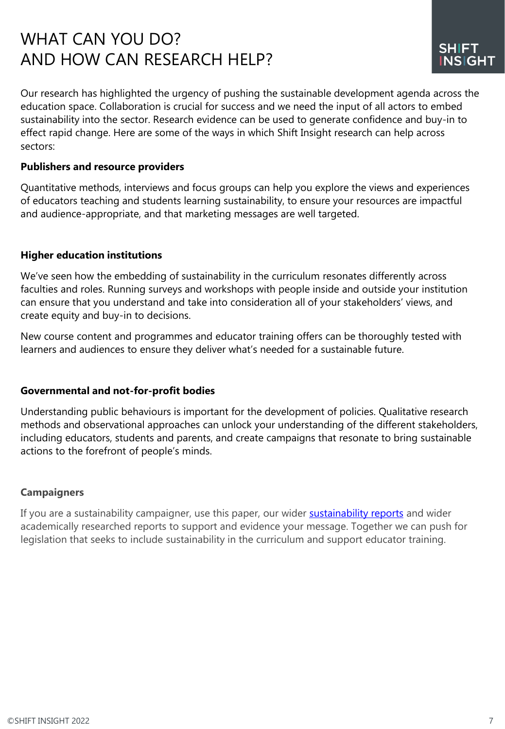# WHAT CAN YOU DO?
# AND HOW CAN RESEARCH HELP?

Our research has highlighted the urgency of pushing the sustainable development agenda across the education space. Collaboration is crucial for success and we need the input of all actors to embed sustainability into the sector. Research evidence can be used to generate confidence and buy-in to effect rapid change. Here are some of the ways in which Shift Insight research can help across sectors:

**Publishers and resource providers**

Quantitative methods, interviews and focus groups can help you explore the views and experiences of educators teaching and students learning sustainability, to ensure your resources are impactful and audience-appropriate, and that marketing messages are well targeted.

**Higher education institutions**

We've seen how the embedding of sustainability in the curriculum resonates differently across faculties and roles. Running surveys and workshops with people inside and outside your institution can ensure that you understand and take into consideration all of your stakeholders' views, and create equity and buy-in to decisions.

New course content and programmes and educator training offers can be thoroughly tested with learners and audiences to ensure they deliver what's needed for a sustainable future.

**Governmental and not-for-profit bodies**

Understanding public behaviours is important for the development of policies. Qualitative research methods and observational approaches can unlock your understanding of the different stakeholders, including educators, students and parents, and create campaigns that resonate to bring sustainable actions to the forefront of people's minds.

**Campaigners**

If you are a sustainability campaigner, use this paper, our wider sustainability reports and wider academically researched reports to support and evidence your message. Together we can push for legislation that seeks to include sustainability in the curriculum and support educator training.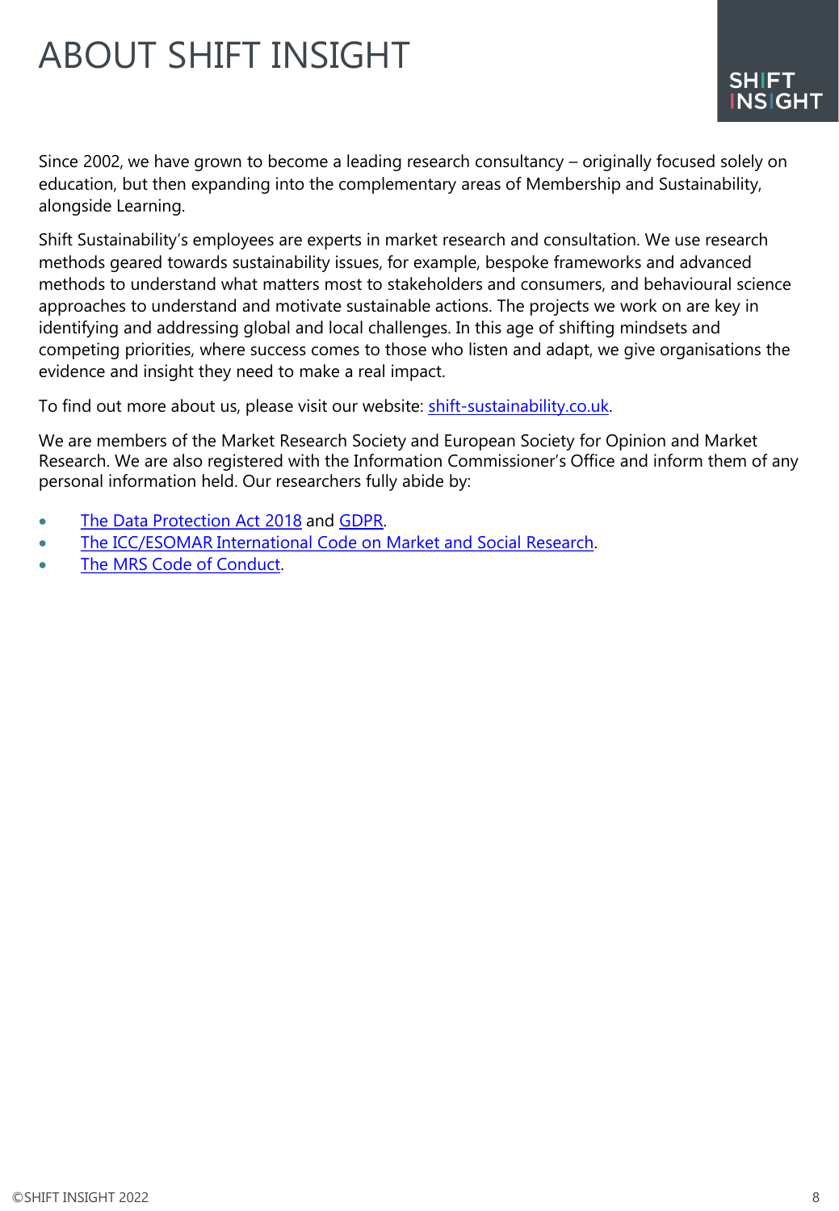# ABOUT SHIFT INSIGHT

Since 2002, we have grown to become a leading research consultancy – originally focused solely on education, but then expanding into the complementary areas of Membership and Sustainability, alongside Learning.

Shift Sustainability's employees are experts in market research and consultation. We use research methods geared towards sustainability issues, for example, bespoke frameworks and advanced methods to understand what matters most to stakeholders and consumers, and behavioural science approaches to understand and motivate sustainable actions. The projects we work on are key in identifying and addressing global and local challenges. In this age of shifting mindsets and competing priorities, where success comes to those who listen and adapt, we give organisations the evidence and insight they need to make a real impact.

To find out more about us, please visit our website: shift-sustainability.co.uk.

We are members of the Market Research Society and European Society for Opinion and Market Research. We are also registered with the Information Commissioner's Office and inform them of any personal information held. Our researchers fully abide by:

- The Data Protection Act 2018 and GDPR.
- The ICC/ESOMAR International Code on Market and Social Research.
- The MRS Code of Conduct.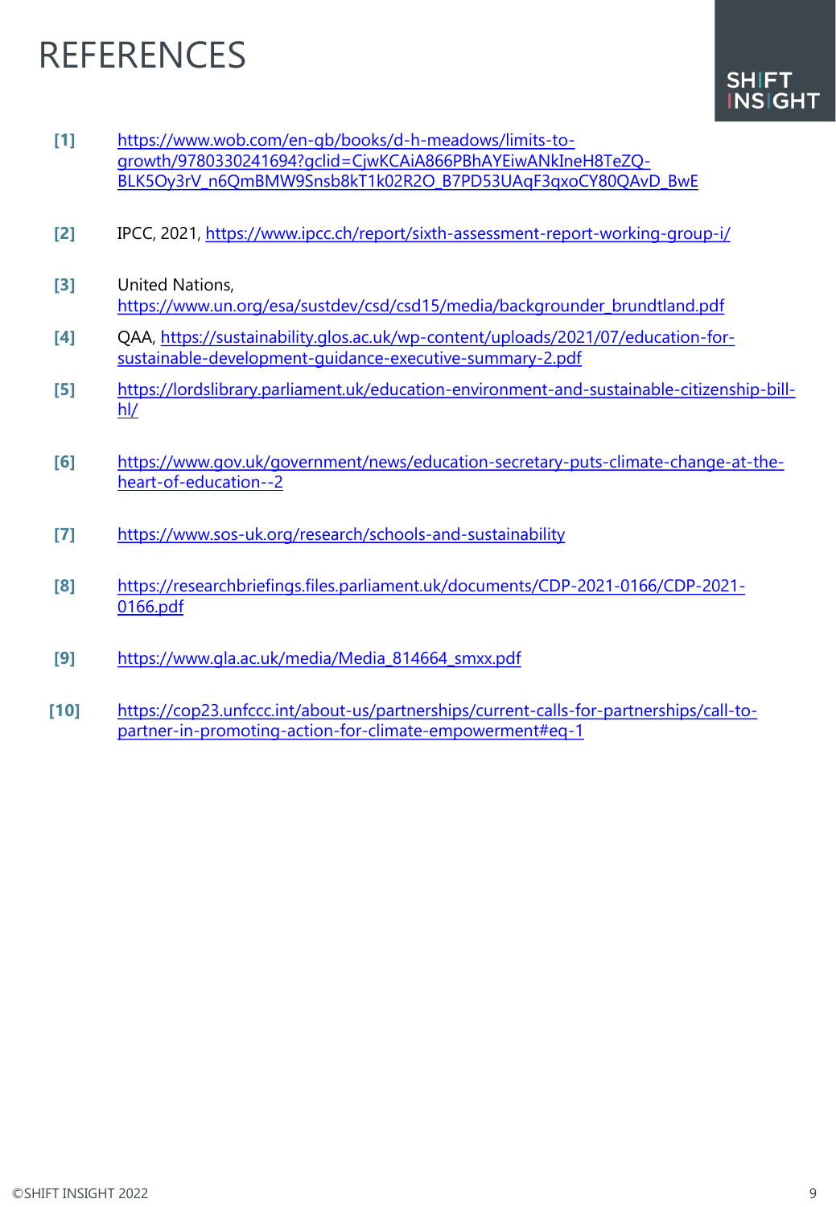# REFERENCES

[1] https://www.wob.com/en-gb/books/d-h-meadows/limits-to-growth/9780330241694?gclid=CjwKCAiA866PBhAYEiwANkIneH8TeZQ-BLK5Oy3rV_n6QmBMW9Snsb8kT1k02R2O_B7PD53UAqF3qxoCY80QAvD_BwE

[2] IPCC, 2021, https://www.ipcc.ch/report/sixth-assessment-report-working-group-i/

[3] United Nations, https://www.un.org/esa/sustdev/csd/csd15/media/backgrounder_brundtland.pdf

[4] QAA, https://sustainability.glos.ac.uk/wp-content/uploads/2021/07/education-for-sustainable-development-guidance-executive-summary-2.pdf

[5] https://lordslibrary.parliament.uk/education-environment-and-sustainable-citizenship-bill-hl/

[6] https://www.gov.uk/government/news/education-secretary-puts-climate-change-at-the-heart-of-education--2

[7] https://www.sos-uk.org/research/schools-and-sustainability

[8] https://researchbriefings.files.parliament.uk/documents/CDP-2021-0166/CDP-2021-0166.pdf

[9] https://www.gla.ac.uk/media/Media_814664_smxx.pdf

[10] https://cop23.unfccc.int/about-us/partnerships/current-calls-for-partnerships/call-to-partner-in-promoting-action-for-climate-empowerment#eq-1

©SHIFT INSIGHT 2022